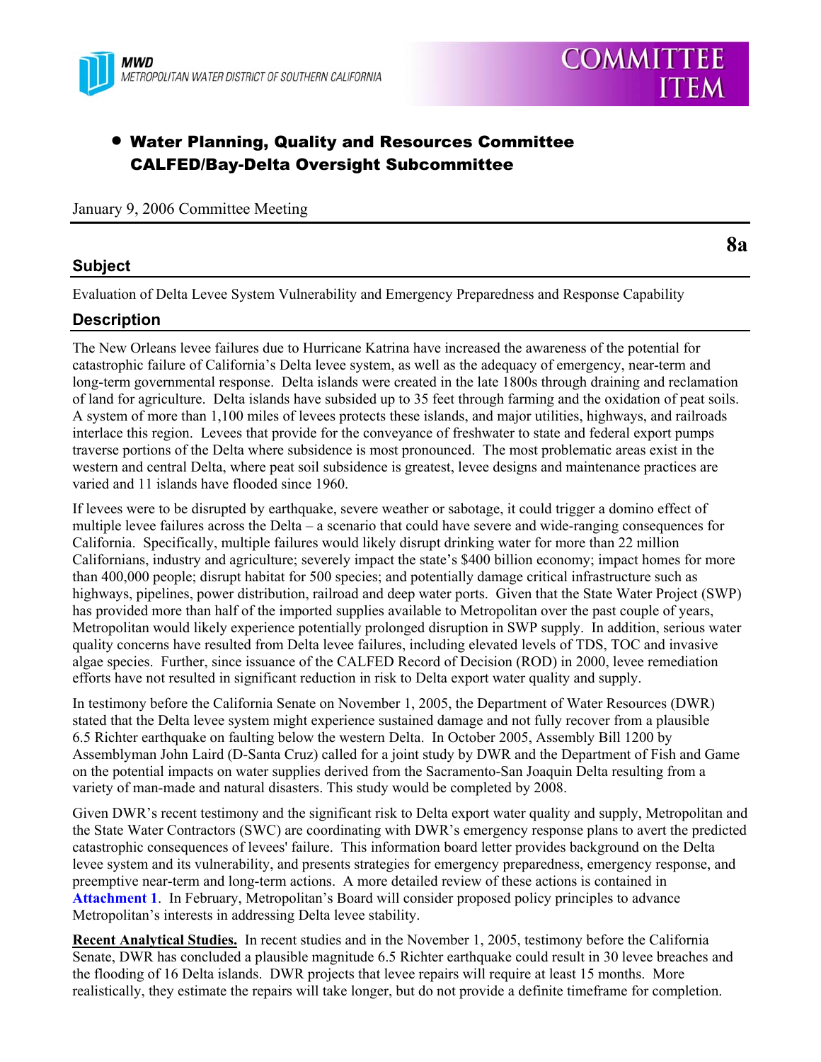MWD
METROPOLITAN WATER DISTRICT OF SOUTHERN CALIFORNIA

# COMMITTEE ITEM

- **Water Planning, Quality and Resources Committee**
  **CALFED/Bay-Delta Oversight Subcommittee**

January 9, 2006 Committee Meeting

**8a**

## Subject

Evaluation of Delta Levee System Vulnerability and Emergency Preparedness and Response Capability

## Description

The New Orleans levee failures due to Hurricane Katrina have increased the awareness of the potential for catastrophic failure of California's Delta levee system, as well as the adequacy of emergency, near-term and long-term governmental response. Delta islands were created in the late 1800s through draining and reclamation of land for agriculture. Delta islands have subsided up to 35 feet through farming and the oxidation of peat soils. A system of more than 1,100 miles of levees protects these islands, and major utilities, highways, and railroads interlace this region. Levees that provide for the conveyance of freshwater to state and federal export pumps traverse portions of the Delta where subsidence is most pronounced. The most problematic areas exist in the western and central Delta, where peat soil subsidence is greatest, levee designs and maintenance practices are varied and 11 islands have flooded since 1960.

If levees were to be disrupted by earthquake, severe weather or sabotage, it could trigger a domino effect of multiple levee failures across the Delta – a scenario that could have severe and wide-ranging consequences for California. Specifically, multiple failures would likely disrupt drinking water for more than 22 million Californians, industry and agriculture; severely impact the state's $400 billion economy; impact homes for more than 400,000 people; disrupt habitat for 500 species; and potentially damage critical infrastructure such as highways, pipelines, power distribution, railroad and deep water ports. Given that the State Water Project (SWP) has provided more than half of the imported supplies available to Metropolitan over the past couple of years, Metropolitan would likely experience potentially prolonged disruption in SWP supply. In addition, serious water quality concerns have resulted from Delta levee failures, including elevated levels of TDS, TOC and invasive algae species. Further, since issuance of the CALFED Record of Decision (ROD) in 2000, levee remediation efforts have not resulted in significant reduction in risk to Delta export water quality and supply.

In testimony before the California Senate on November 1, 2005, the Department of Water Resources (DWR) stated that the Delta levee system might experience sustained damage and not fully recover from a plausible 6.5 Richter earthquake on faulting below the western Delta. In October 2005, Assembly Bill 1200 by Assemblyman John Laird (D-Santa Cruz) called for a joint study by DWR and the Department of Fish and Game on the potential impacts on water supplies derived from the Sacramento-San Joaquin Delta resulting from a variety of man-made and natural disasters. This study would be completed by 2008.

Given DWR's recent testimony and the significant risk to Delta export water quality and supply, Metropolitan and the State Water Contractors (SWC) are coordinating with DWR's emergency response plans to avert the predicted catastrophic consequences of levees' failure. This information board letter provides background on the Delta levee system and its vulnerability, and presents strategies for emergency preparedness, emergency response, and preemptive near-term and long-term actions. A more detailed review of these actions is contained in **Attachment 1**. In February, Metropolitan's Board will consider proposed policy principles to advance Metropolitan's interests in addressing Delta levee stability.

**Recent Analytical Studies.** In recent studies and in the November 1, 2005, testimony before the California Senate, DWR has concluded a plausible magnitude 6.5 Richter earthquake could result in 30 levee breaches and the flooding of 16 Delta islands. DWR projects that levee repairs will require at least 15 months. More realistically, they estimate the repairs will take longer, but do not provide a definite timeframe for completion.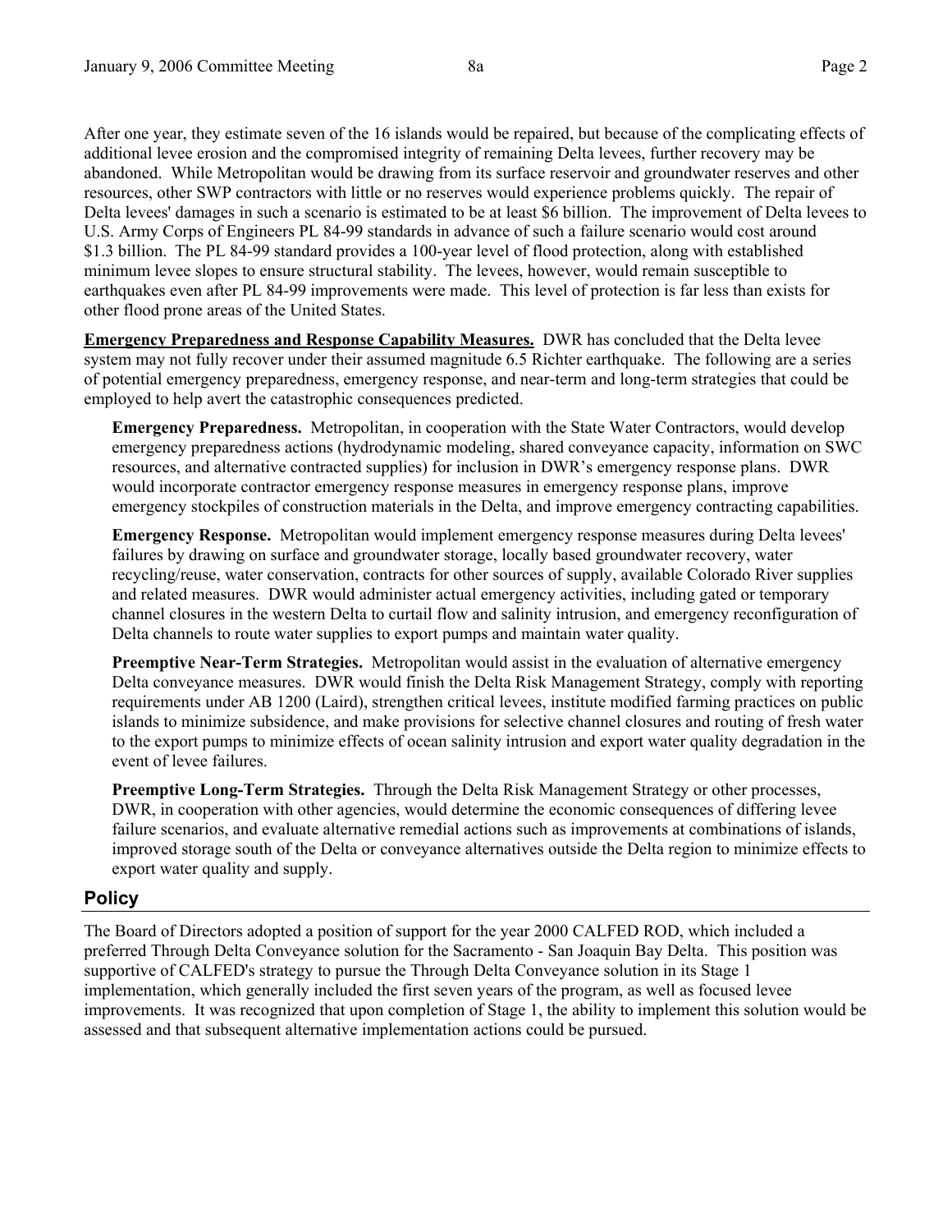After one year, they estimate seven of the 16 islands would be repaired, but because of the complicating effects of additional levee erosion and the compromised integrity of remaining Delta levees, further recovery may be abandoned. While Metropolitan would be drawing from its surface reservoir and groundwater reserves and other resources, other SWP contractors with little or no reserves would experience problems quickly. The repair of Delta levees' damages in such a scenario is estimated to be at least $6 billion. The improvement of Delta levees to U.S. Army Corps of Engineers PL 84-99 standards in advance of such a failure scenario would cost around $1.3 billion. The PL 84-99 standard provides a 100-year level of flood protection, along with established minimum levee slopes to ensure structural stability. The levees, however, would remain susceptible to earthquakes even after PL 84-99 improvements were made. This level of protection is far less than exists for other flood prone areas of the United States.

**Emergency Preparedness and Response Capability Measures.** DWR has concluded that the Delta levee system may not fully recover under their assumed magnitude 6.5 Richter earthquake. The following are a series of potential emergency preparedness, emergency response, and near-term and long-term strategies that could be employed to help avert the catastrophic consequences predicted.

**Emergency Preparedness.** Metropolitan, in cooperation with the State Water Contractors, would develop emergency preparedness actions (hydrodynamic modeling, shared conveyance capacity, information on SWC resources, and alternative contracted supplies) for inclusion in DWR's emergency response plans. DWR would incorporate contractor emergency response measures in emergency response plans, improve emergency stockpiles of construction materials in the Delta, and improve emergency contracting capabilities.

**Emergency Response.** Metropolitan would implement emergency response measures during Delta levees' failures by drawing on surface and groundwater storage, locally based groundwater recovery, water recycling/reuse, water conservation, contracts for other sources of supply, available Colorado River supplies and related measures. DWR would administer actual emergency activities, including gated or temporary channel closures in the western Delta to curtail flow and salinity intrusion, and emergency reconfiguration of Delta channels to route water supplies to export pumps and maintain water quality.

**Preemptive Near-Term Strategies.** Metropolitan would assist in the evaluation of alternative emergency Delta conveyance measures. DWR would finish the Delta Risk Management Strategy, comply with reporting requirements under AB 1200 (Laird), strengthen critical levees, institute modified farming practices on public islands to minimize subsidence, and make provisions for selective channel closures and routing of fresh water to the export pumps to minimize effects of ocean salinity intrusion and export water quality degradation in the event of levee failures.

**Preemptive Long-Term Strategies.** Through the Delta Risk Management Strategy or other processes, DWR, in cooperation with other agencies, would determine the economic consequences of differing levee failure scenarios, and evaluate alternative remedial actions such as improvements at combinations of islands, improved storage south of the Delta or conveyance alternatives outside the Delta region to minimize effects to export water quality and supply.

## Policy

The Board of Directors adopted a position of support for the year 2000 CALFED ROD, which included a preferred Through Delta Conveyance solution for the Sacramento - San Joaquin Bay Delta. This position was supportive of CALFED's strategy to pursue the Through Delta Conveyance solution in its Stage 1 implementation, which generally included the first seven years of the program, as well as focused levee improvements. It was recognized that upon completion of Stage 1, the ability to implement this solution would be assessed and that subsequent alternative implementation actions could be pursued.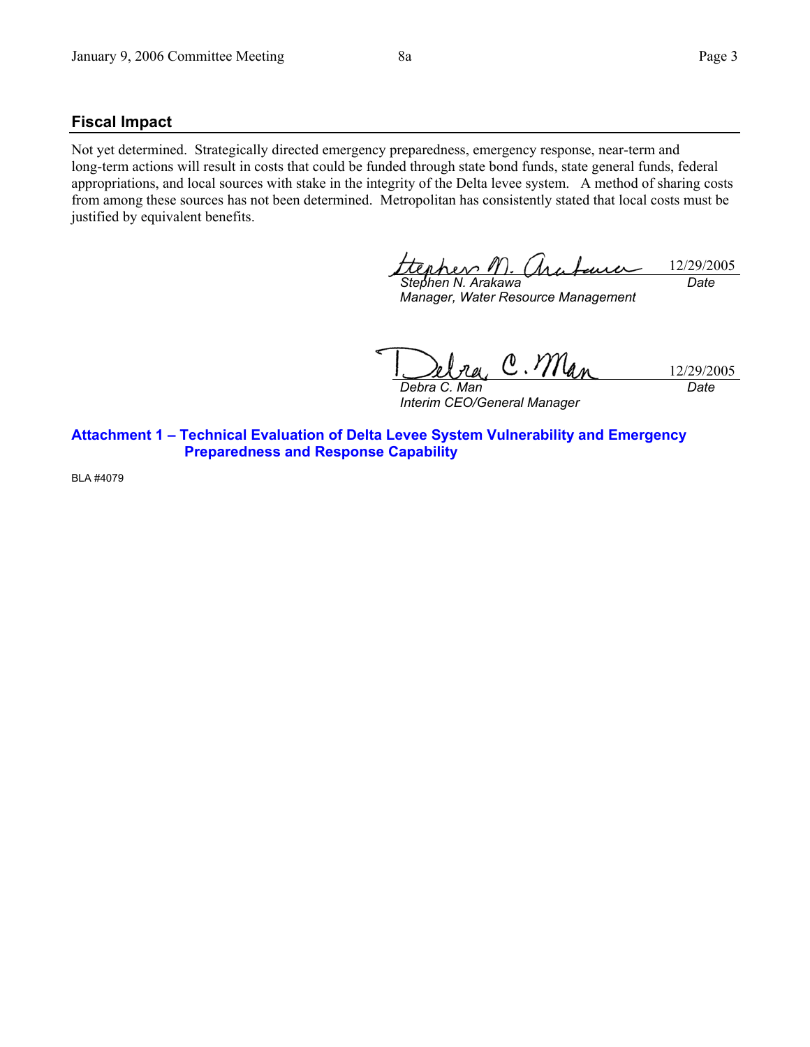## Fiscal Impact

Not yet determined. Strategically directed emergency preparedness, emergency response, near-term and long-term actions will result in costs that could be funded through state bond funds, state general funds, federal appropriations, and local sources with stake in the integrity of the Delta levee system. A method of sharing costs from among these sources has not been determined. Metropolitan has consistently stated that local costs must be justified by equivalent benefits.

| | |
|---|---|
| *Stephen N. Arakawa* | 12/29/2005 |
| *Manager, Water Resource Management* | *Date* |

| | |
|---|---|
| *Debra C. Man* | 12/29/2005 |
| *Interim CEO/General Manager* | *Date* |

**Attachment 1 – Technical Evaluation of Delta Levee System Vulnerability and Emergency Preparedness and Response Capability**

BLA #4079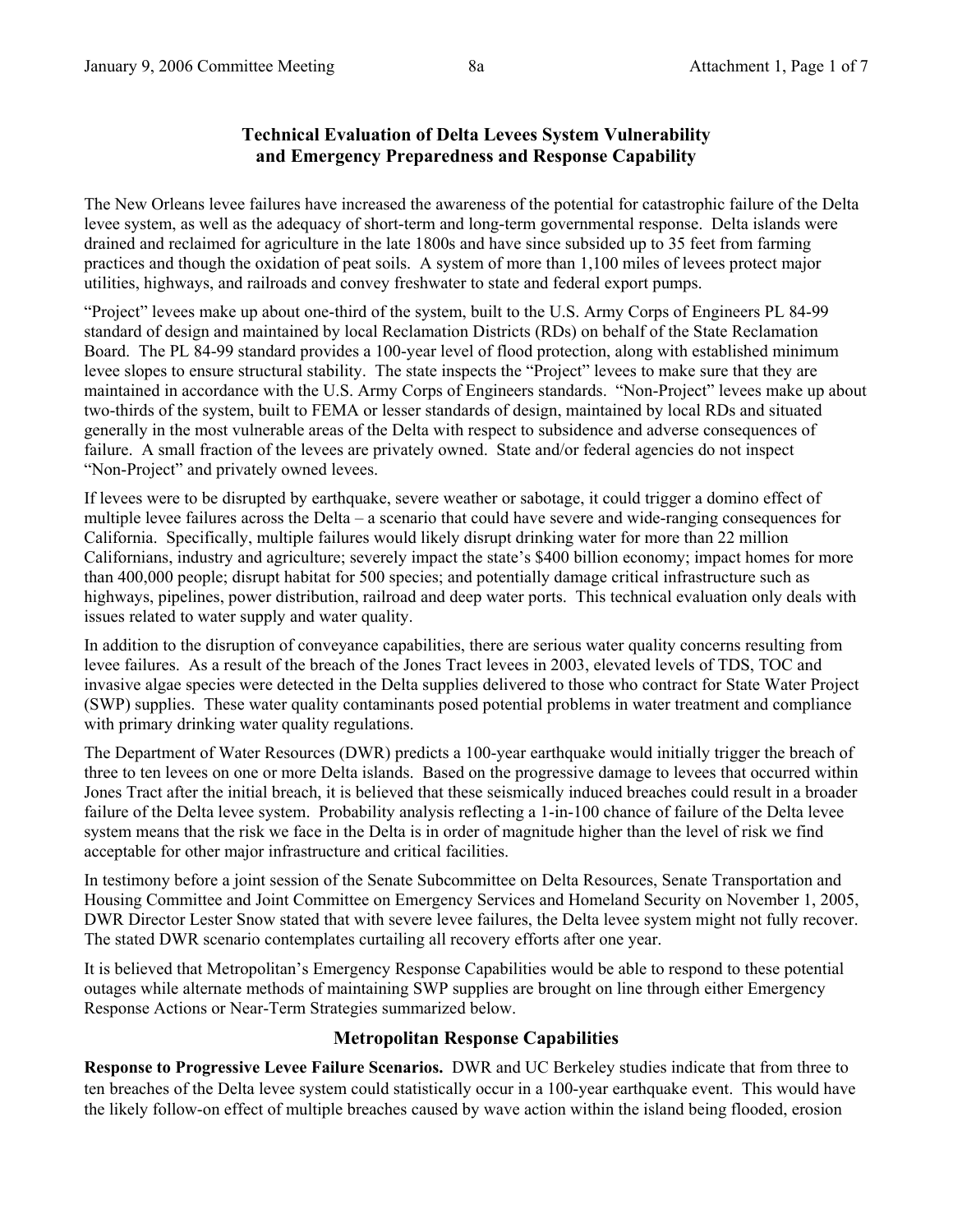## Technical Evaluation of Delta Levees System Vulnerability and Emergency Preparedness and Response Capability

The New Orleans levee failures have increased the awareness of the potential for catastrophic failure of the Delta levee system, as well as the adequacy of short-term and long-term governmental response. Delta islands were drained and reclaimed for agriculture in the late 1800s and have since subsided up to 35 feet from farming practices and though the oxidation of peat soils. A system of more than 1,100 miles of levees protect major utilities, highways, and railroads and convey freshwater to state and federal export pumps.

"Project" levees make up about one-third of the system, built to the U.S. Army Corps of Engineers PL 84-99 standard of design and maintained by local Reclamation Districts (RDs) on behalf of the State Reclamation Board. The PL 84-99 standard provides a 100-year level of flood protection, along with established minimum levee slopes to ensure structural stability. The state inspects the "Project" levees to make sure that they are maintained in accordance with the U.S. Army Corps of Engineers standards. "Non-Project" levees make up about two-thirds of the system, built to FEMA or lesser standards of design, maintained by local RDs and situated generally in the most vulnerable areas of the Delta with respect to subsidence and adverse consequences of failure. A small fraction of the levees are privately owned. State and/or federal agencies do not inspect "Non-Project" and privately owned levees.

If levees were to be disrupted by earthquake, severe weather or sabotage, it could trigger a domino effect of multiple levee failures across the Delta – a scenario that could have severe and wide-ranging consequences for California. Specifically, multiple failures would likely disrupt drinking water for more than 22 million Californians, industry and agriculture; severely impact the state's $400 billion economy; impact homes for more than 400,000 people; disrupt habitat for 500 species; and potentially damage critical infrastructure such as highways, pipelines, power distribution, railroad and deep water ports. This technical evaluation only deals with issues related to water supply and water quality.

In addition to the disruption of conveyance capabilities, there are serious water quality concerns resulting from levee failures. As a result of the breach of the Jones Tract levees in 2003, elevated levels of TDS, TOC and invasive algae species were detected in the Delta supplies delivered to those who contract for State Water Project (SWP) supplies. These water quality contaminants posed potential problems in water treatment and compliance with primary drinking water quality regulations.

The Department of Water Resources (DWR) predicts a 100-year earthquake would initially trigger the breach of three to ten levees on one or more Delta islands. Based on the progressive damage to levees that occurred within Jones Tract after the initial breach, it is believed that these seismically induced breaches could result in a broader failure of the Delta levee system. Probability analysis reflecting a 1-in-100 chance of failure of the Delta levee system means that the risk we face in the Delta is in order of magnitude higher than the level of risk we find acceptable for other major infrastructure and critical facilities.

In testimony before a joint session of the Senate Subcommittee on Delta Resources, Senate Transportation and Housing Committee and Joint Committee on Emergency Services and Homeland Security on November 1, 2005, DWR Director Lester Snow stated that with severe levee failures, the Delta levee system might not fully recover. The stated DWR scenario contemplates curtailing all recovery efforts after one year.

It is believed that Metropolitan's Emergency Response Capabilities would be able to respond to these potential outages while alternate methods of maintaining SWP supplies are brought on line through either Emergency Response Actions or Near-Term Strategies summarized below.

### Metropolitan Response Capabilities

**Response to Progressive Levee Failure Scenarios.** DWR and UC Berkeley studies indicate that from three to ten breaches of the Delta levee system could statistically occur in a 100-year earthquake event. This would have the likely follow-on effect of multiple breaches caused by wave action within the island being flooded, erosion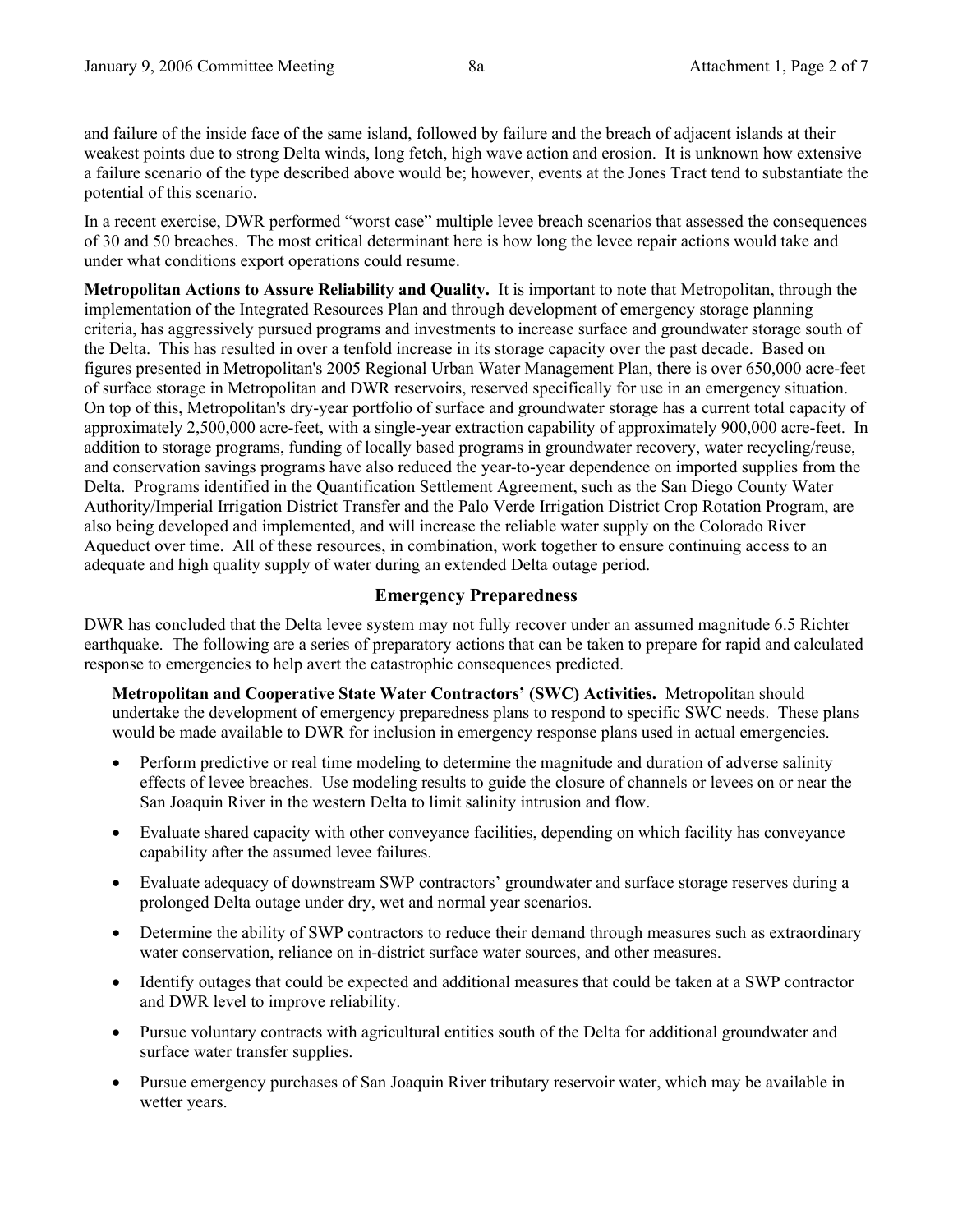and failure of the inside face of the same island, followed by failure and the breach of adjacent islands at their weakest points due to strong Delta winds, long fetch, high wave action and erosion. It is unknown how extensive a failure scenario of the type described above would be; however, events at the Jones Tract tend to substantiate the potential of this scenario.

In a recent exercise, DWR performed "worst case" multiple levee breach scenarios that assessed the consequences of 30 and 50 breaches. The most critical determinant here is how long the levee repair actions would take and under what conditions export operations could resume.

**Metropolitan Actions to Assure Reliability and Quality.** It is important to note that Metropolitan, through the implementation of the Integrated Resources Plan and through development of emergency storage planning criteria, has aggressively pursued programs and investments to increase surface and groundwater storage south of the Delta. This has resulted in over a tenfold increase in its storage capacity over the past decade. Based on figures presented in Metropolitan's 2005 Regional Urban Water Management Plan, there is over 650,000 acre-feet of surface storage in Metropolitan and DWR reservoirs, reserved specifically for use in an emergency situation. On top of this, Metropolitan's dry-year portfolio of surface and groundwater storage has a current total capacity of approximately 2,500,000 acre-feet, with a single-year extraction capability of approximately 900,000 acre-feet. In addition to storage programs, funding of locally based programs in groundwater recovery, water recycling/reuse, and conservation savings programs have also reduced the year-to-year dependence on imported supplies from the Delta. Programs identified in the Quantification Settlement Agreement, such as the San Diego County Water Authority/Imperial Irrigation District Transfer and the Palo Verde Irrigation District Crop Rotation Program, are also being developed and implemented, and will increase the reliable water supply on the Colorado River Aqueduct over time. All of these resources, in combination, work together to ensure continuing access to an adequate and high quality supply of water during an extended Delta outage period.

## Emergency Preparedness

DWR has concluded that the Delta levee system may not fully recover under an assumed magnitude 6.5 Richter earthquake. The following are a series of preparatory actions that can be taken to prepare for rapid and calculated response to emergencies to help avert the catastrophic consequences predicted.

**Metropolitan and Cooperative State Water Contractors' (SWC) Activities.** Metropolitan should undertake the development of emergency preparedness plans to respond to specific SWC needs. These plans would be made available to DWR for inclusion in emergency response plans used in actual emergencies.

- Perform predictive or real time modeling to determine the magnitude and duration of adverse salinity effects of levee breaches. Use modeling results to guide the closure of channels or levees on or near the San Joaquin River in the western Delta to limit salinity intrusion and flow.
- Evaluate shared capacity with other conveyance facilities, depending on which facility has conveyance capability after the assumed levee failures.
- Evaluate adequacy of downstream SWP contractors' groundwater and surface storage reserves during a prolonged Delta outage under dry, wet and normal year scenarios.
- Determine the ability of SWP contractors to reduce their demand through measures such as extraordinary water conservation, reliance on in-district surface water sources, and other measures.
- Identify outages that could be expected and additional measures that could be taken at a SWP contractor and DWR level to improve reliability.
- Pursue voluntary contracts with agricultural entities south of the Delta for additional groundwater and surface water transfer supplies.
- Pursue emergency purchases of San Joaquin River tributary reservoir water, which may be available in wetter years.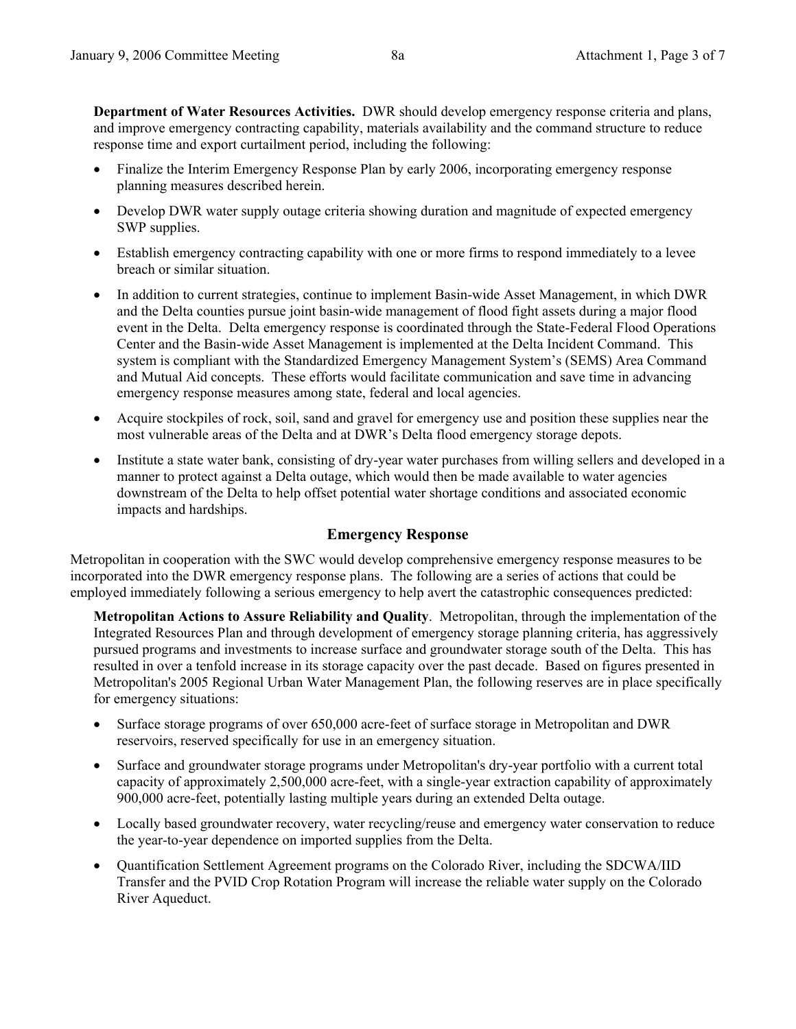**Department of Water Resources Activities.** DWR should develop emergency response criteria and plans, and improve emergency contracting capability, materials availability and the command structure to reduce response time and export curtailment period, including the following:

- Finalize the Interim Emergency Response Plan by early 2006, incorporating emergency response planning measures described herein.
- Develop DWR water supply outage criteria showing duration and magnitude of expected emergency SWP supplies.
- Establish emergency contracting capability with one or more firms to respond immediately to a levee breach or similar situation.
- In addition to current strategies, continue to implement Basin-wide Asset Management, in which DWR and the Delta counties pursue joint basin-wide management of flood fight assets during a major flood event in the Delta. Delta emergency response is coordinated through the State-Federal Flood Operations Center and the Basin-wide Asset Management is implemented at the Delta Incident Command. This system is compliant with the Standardized Emergency Management System's (SEMS) Area Command and Mutual Aid concepts. These efforts would facilitate communication and save time in advancing emergency response measures among state, federal and local agencies.
- Acquire stockpiles of rock, soil, sand and gravel for emergency use and position these supplies near the most vulnerable areas of the Delta and at DWR's Delta flood emergency storage depots.
- Institute a state water bank, consisting of dry-year water purchases from willing sellers and developed in a manner to protect against a Delta outage, which would then be made available to water agencies downstream of the Delta to help offset potential water shortage conditions and associated economic impacts and hardships.

## Emergency Response

Metropolitan in cooperation with the SWC would develop comprehensive emergency response measures to be incorporated into the DWR emergency response plans. The following are a series of actions that could be employed immediately following a serious emergency to help avert the catastrophic consequences predicted:

**Metropolitan Actions to Assure Reliability and Quality**. Metropolitan, through the implementation of the Integrated Resources Plan and through development of emergency storage planning criteria, has aggressively pursued programs and investments to increase surface and groundwater storage south of the Delta. This has resulted in over a tenfold increase in its storage capacity over the past decade. Based on figures presented in Metropolitan's 2005 Regional Urban Water Management Plan, the following reserves are in place specifically for emergency situations:

- Surface storage programs of over 650,000 acre-feet of surface storage in Metropolitan and DWR reservoirs, reserved specifically for use in an emergency situation.
- Surface and groundwater storage programs under Metropolitan's dry-year portfolio with a current total capacity of approximately 2,500,000 acre-feet, with a single-year extraction capability of approximately 900,000 acre-feet, potentially lasting multiple years during an extended Delta outage.
- Locally based groundwater recovery, water recycling/reuse and emergency water conservation to reduce the year-to-year dependence on imported supplies from the Delta.
- Quantification Settlement Agreement programs on the Colorado River, including the SDCWA/IID Transfer and the PVID Crop Rotation Program will increase the reliable water supply on the Colorado River Aqueduct.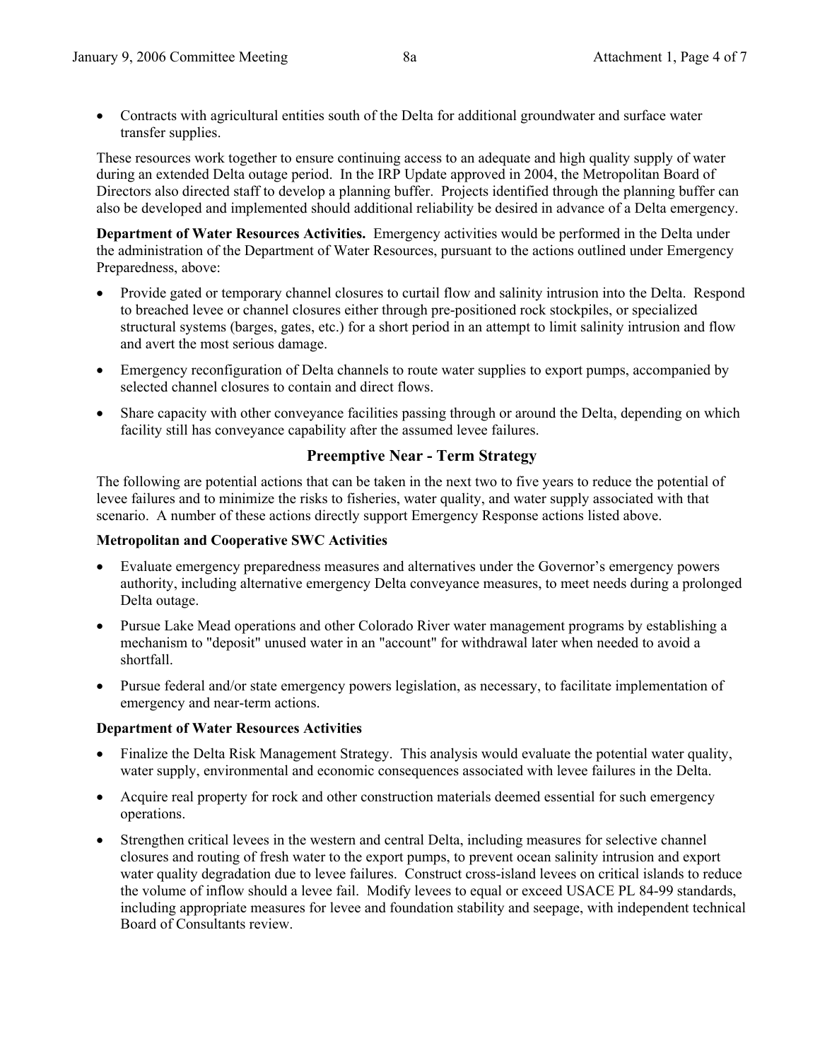- Contracts with agricultural entities south of the Delta for additional groundwater and surface water transfer supplies.

These resources work together to ensure continuing access to an adequate and high quality supply of water during an extended Delta outage period. In the IRP Update approved in 2004, the Metropolitan Board of Directors also directed staff to develop a planning buffer. Projects identified through the planning buffer can also be developed and implemented should additional reliability be desired in advance of a Delta emergency.

**Department of Water Resources Activities.** Emergency activities would be performed in the Delta under the administration of the Department of Water Resources, pursuant to the actions outlined under Emergency Preparedness, above:

- Provide gated or temporary channel closures to curtail flow and salinity intrusion into the Delta. Respond to breached levee or channel closures either through pre-positioned rock stockpiles, or specialized structural systems (barges, gates, etc.) for a short period in an attempt to limit salinity intrusion and flow and avert the most serious damage.
- Emergency reconfiguration of Delta channels to route water supplies to export pumps, accompanied by selected channel closures to contain and direct flows.
- Share capacity with other conveyance facilities passing through or around the Delta, depending on which facility still has conveyance capability after the assumed levee failures.

## Preemptive Near - Term Strategy

The following are potential actions that can be taken in the next two to five years to reduce the potential of levee failures and to minimize the risks to fisheries, water quality, and water supply associated with that scenario. A number of these actions directly support Emergency Response actions listed above.

**Metropolitan and Cooperative SWC Activities**

- Evaluate emergency preparedness measures and alternatives under the Governor's emergency powers authority, including alternative emergency Delta conveyance measures, to meet needs during a prolonged Delta outage.
- Pursue Lake Mead operations and other Colorado River water management programs by establishing a mechanism to "deposit" unused water in an "account" for withdrawal later when needed to avoid a shortfall.
- Pursue federal and/or state emergency powers legislation, as necessary, to facilitate implementation of emergency and near-term actions.

**Department of Water Resources Activities**

- Finalize the Delta Risk Management Strategy. This analysis would evaluate the potential water quality, water supply, environmental and economic consequences associated with levee failures in the Delta.
- Acquire real property for rock and other construction materials deemed essential for such emergency operations.
- Strengthen critical levees in the western and central Delta, including measures for selective channel closures and routing of fresh water to the export pumps, to prevent ocean salinity intrusion and export water quality degradation due to levee failures. Construct cross-island levees on critical islands to reduce the volume of inflow should a levee fail. Modify levees to equal or exceed USACE PL 84-99 standards, including appropriate measures for levee and foundation stability and seepage, with independent technical Board of Consultants review.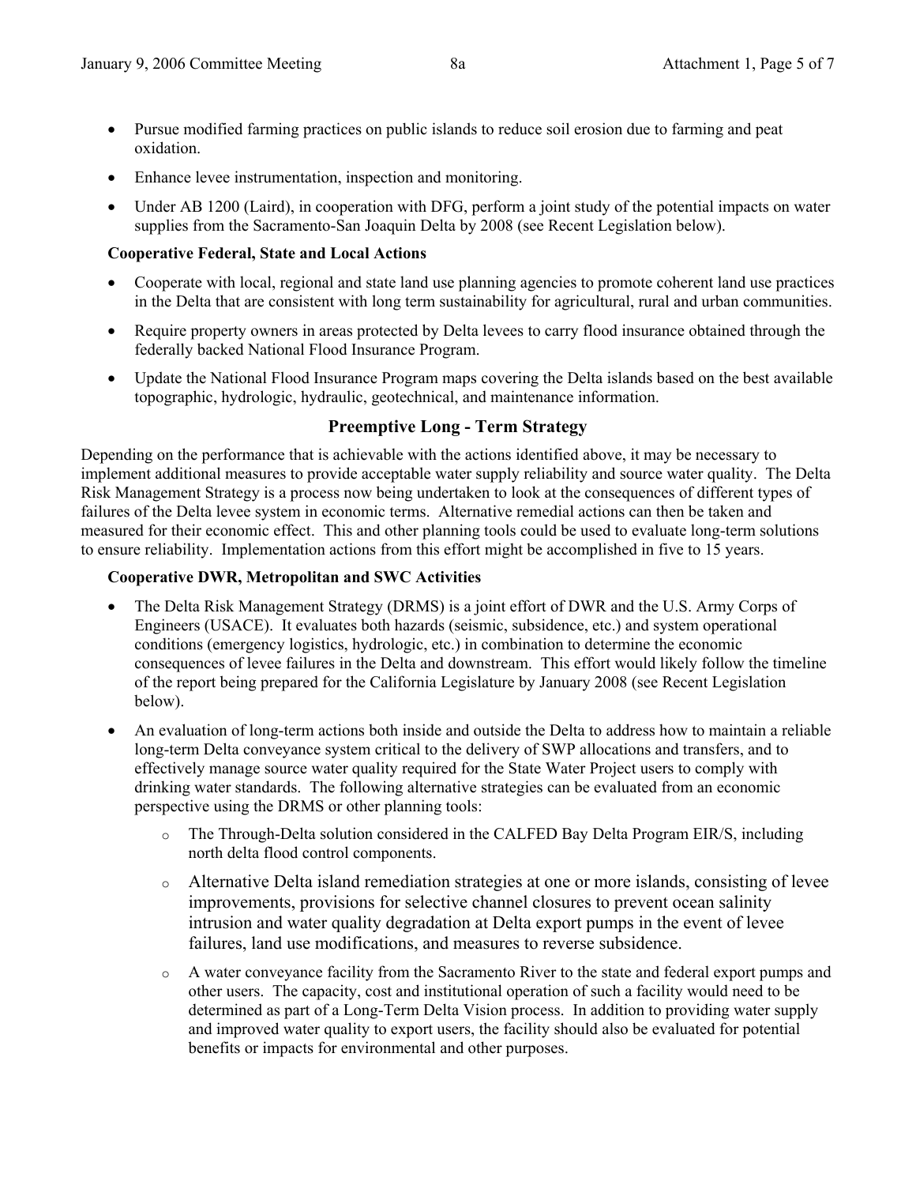- Pursue modified farming practices on public islands to reduce soil erosion due to farming and peat oxidation.
- Enhance levee instrumentation, inspection and monitoring.
- Under AB 1200 (Laird), in cooperation with DFG, perform a joint study of the potential impacts on water supplies from the Sacramento-San Joaquin Delta by 2008 (see Recent Legislation below).

**Cooperative Federal, State and Local Actions**

- Cooperate with local, regional and state land use planning agencies to promote coherent land use practices in the Delta that are consistent with long term sustainability for agricultural, rural and urban communities.
- Require property owners in areas protected by Delta levees to carry flood insurance obtained through the federally backed National Flood Insurance Program.
- Update the National Flood Insurance Program maps covering the Delta islands based on the best available topographic, hydrologic, hydraulic, geotechnical, and maintenance information.

## Preemptive Long - Term Strategy

Depending on the performance that is achievable with the actions identified above, it may be necessary to implement additional measures to provide acceptable water supply reliability and source water quality. The Delta Risk Management Strategy is a process now being undertaken to look at the consequences of different types of failures of the Delta levee system in economic terms. Alternative remedial actions can then be taken and measured for their economic effect. This and other planning tools could be used to evaluate long-term solutions to ensure reliability. Implementation actions from this effort might be accomplished in five to 15 years.

**Cooperative DWR, Metropolitan and SWC Activities**

- The Delta Risk Management Strategy (DRMS) is a joint effort of DWR and the U.S. Army Corps of Engineers (USACE). It evaluates both hazards (seismic, subsidence, etc.) and system operational conditions (emergency logistics, hydrologic, etc.) in combination to determine the economic consequences of levee failures in the Delta and downstream. This effort would likely follow the timeline of the report being prepared for the California Legislature by January 2008 (see Recent Legislation below).
- An evaluation of long-term actions both inside and outside the Delta to address how to maintain a reliable long-term Delta conveyance system critical to the delivery of SWP allocations and transfers, and to effectively manage source water quality required for the State Water Project users to comply with drinking water standards. The following alternative strategies can be evaluated from an economic perspective using the DRMS or other planning tools:
  - The Through-Delta solution considered in the CALFED Bay Delta Program EIR/S, including north delta flood control components.
  - Alternative Delta island remediation strategies at one or more islands, consisting of levee improvements, provisions for selective channel closures to prevent ocean salinity intrusion and water quality degradation at Delta export pumps in the event of levee failures, land use modifications, and measures to reverse subsidence.
  - A water conveyance facility from the Sacramento River to the state and federal export pumps and other users. The capacity, cost and institutional operation of such a facility would need to be determined as part of a Long-Term Delta Vision process. In addition to providing water supply and improved water quality to export users, the facility should also be evaluated for potential benefits or impacts for environmental and other purposes.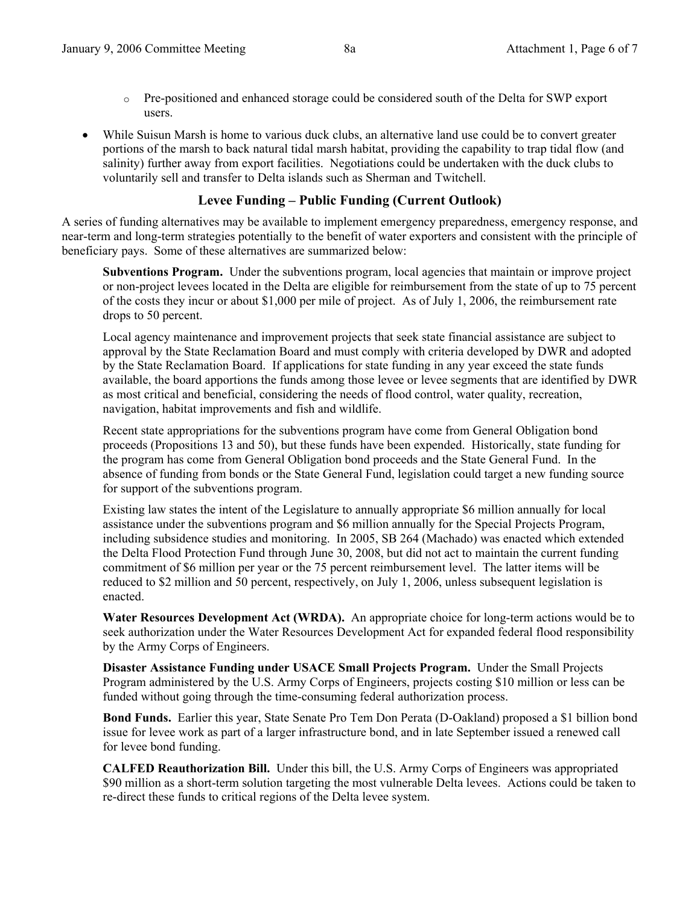- Pre-positioned and enhanced storage could be considered south of the Delta for SWP export users.

- While Suisun Marsh is home to various duck clubs, an alternative land use could be to convert greater portions of the marsh to back natural tidal marsh habitat, providing the capability to trap tidal flow (and salinity) further away from export facilities. Negotiations could be undertaken with the duck clubs to voluntarily sell and transfer to Delta islands such as Sherman and Twitchell.

## Levee Funding – Public Funding (Current Outlook)

A series of funding alternatives may be available to implement emergency preparedness, emergency response, and near-term and long-term strategies potentially to the benefit of water exporters and consistent with the principle of beneficiary pays. Some of these alternatives are summarized below:

**Subventions Program.** Under the subventions program, local agencies that maintain or improve project or non-project levees located in the Delta are eligible for reimbursement from the state of up to 75 percent of the costs they incur or about $1,000 per mile of project. As of July 1, 2006, the reimbursement rate drops to 50 percent.

Local agency maintenance and improvement projects that seek state financial assistance are subject to approval by the State Reclamation Board and must comply with criteria developed by DWR and adopted by the State Reclamation Board. If applications for state funding in any year exceed the state funds available, the board apportions the funds among those levee or levee segments that are identified by DWR as most critical and beneficial, considering the needs of flood control, water quality, recreation, navigation, habitat improvements and fish and wildlife.

Recent state appropriations for the subventions program have come from General Obligation bond proceeds (Propositions 13 and 50), but these funds have been expended. Historically, state funding for the program has come from General Obligation bond proceeds and the State General Fund. In the absence of funding from bonds or the State General Fund, legislation could target a new funding source for support of the subventions program.

Existing law states the intent of the Legislature to annually appropriate $6 million annually for local assistance under the subventions program and $6 million annually for the Special Projects Program, including subsidence studies and monitoring. In 2005, SB 264 (Machado) was enacted which extended the Delta Flood Protection Fund through June 30, 2008, but did not act to maintain the current funding commitment of $6 million per year or the 75 percent reimbursement level. The latter items will be reduced to $2 million and 50 percent, respectively, on July 1, 2006, unless subsequent legislation is enacted.

**Water Resources Development Act (WRDA).** An appropriate choice for long-term actions would be to seek authorization under the Water Resources Development Act for expanded federal flood responsibility by the Army Corps of Engineers.

**Disaster Assistance Funding under USACE Small Projects Program.** Under the Small Projects Program administered by the U.S. Army Corps of Engineers, projects costing $10 million or less can be funded without going through the time-consuming federal authorization process.

**Bond Funds.** Earlier this year, State Senate Pro Tem Don Perata (D-Oakland) proposed a $1 billion bond issue for levee work as part of a larger infrastructure bond, and in late September issued a renewed call for levee bond funding.

**CALFED Reauthorization Bill.** Under this bill, the U.S. Army Corps of Engineers was appropriated $90 million as a short-term solution targeting the most vulnerable Delta levees. Actions could be taken to re-direct these funds to critical regions of the Delta levee system.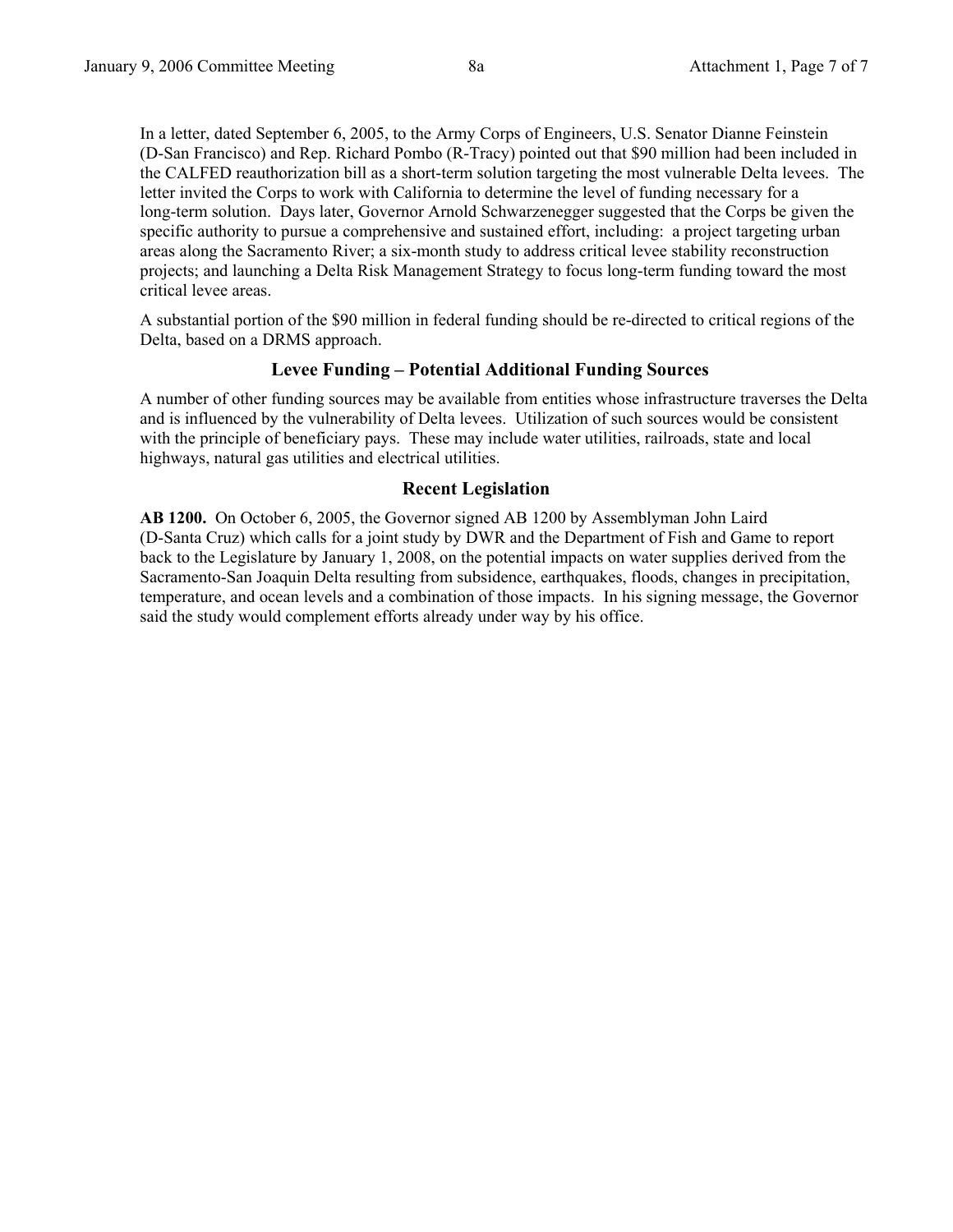In a letter, dated September 6, 2005, to the Army Corps of Engineers, U.S. Senator Dianne Feinstein (D-San Francisco) and Rep. Richard Pombo (R-Tracy) pointed out that $90 million had been included in the CALFED reauthorization bill as a short-term solution targeting the most vulnerable Delta levees. The letter invited the Corps to work with California to determine the level of funding necessary for a long-term solution. Days later, Governor Arnold Schwarzenegger suggested that the Corps be given the specific authority to pursue a comprehensive and sustained effort, including: a project targeting urban areas along the Sacramento River; a six-month study to address critical levee stability reconstruction projects; and launching a Delta Risk Management Strategy to focus long-term funding toward the most critical levee areas.

A substantial portion of the $90 million in federal funding should be re-directed to critical regions of the Delta, based on a DRMS approach.

## Levee Funding – Potential Additional Funding Sources

A number of other funding sources may be available from entities whose infrastructure traverses the Delta and is influenced by the vulnerability of Delta levees. Utilization of such sources would be consistent with the principle of beneficiary pays. These may include water utilities, railroads, state and local highways, natural gas utilities and electrical utilities.

## Recent Legislation

**AB 1200.** On October 6, 2005, the Governor signed AB 1200 by Assemblyman John Laird (D-Santa Cruz) which calls for a joint study by DWR and the Department of Fish and Game to report back to the Legislature by January 1, 2008, on the potential impacts on water supplies derived from the Sacramento-San Joaquin Delta resulting from subsidence, earthquakes, floods, changes in precipitation, temperature, and ocean levels and a combination of those impacts. In his signing message, the Governor said the study would complement efforts already under way by his office.